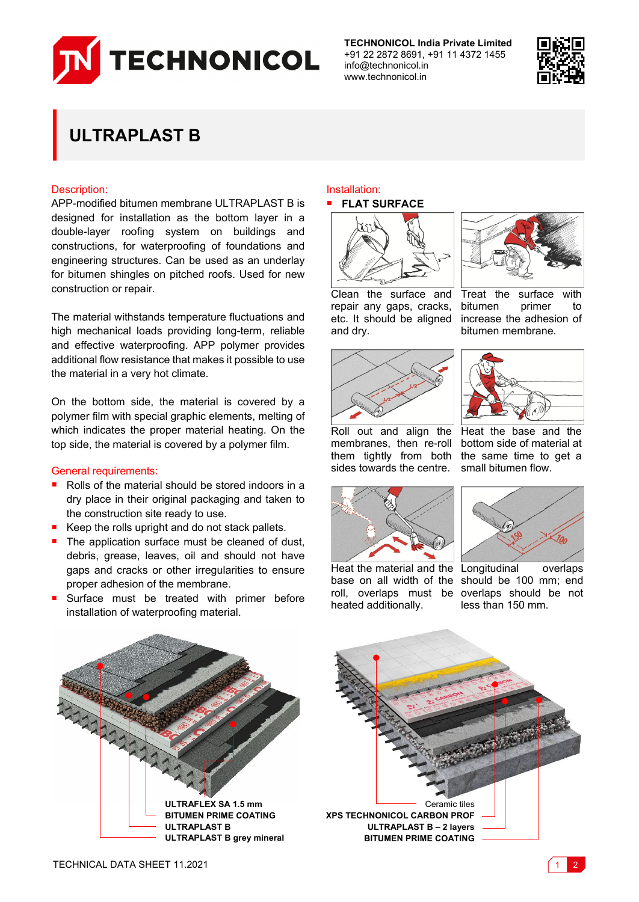TECHNONICOL India Private Limited
+91 22 2872 8691, +91 11 4372 1455
info@technonicol.in
www.technonicol.in

# ULTRAPLAST B

**Description:**

APP-modified bitumen membrane ULTRAPLAST B is designed for installation as the bottom layer in a double-layer roofing system on buildings and constructions, for waterproofing of foundations and engineering structures. Can be used as an underlay for bitumen shingles on pitched roofs. Used for new construction or repair.

The material withstands temperature fluctuations and high mechanical loads providing long-term, reliable and effective waterproofing. APP polymer provides additional flow resistance that makes it possible to use the material in a very hot climate.

On the bottom side, the material is covered by a polymer film with special graphic elements, melting of which indicates the proper material heating. On the top side, the material is covered by a polymer film.

**General requirements:**

- Rolls of the material should be stored indoors in a dry place in their original packaging and taken to the construction site ready to use.
- Keep the rolls upright and do not stack pallets.
- The application surface must be cleaned of dust, debris, grease, leaves, oil and should not have gaps and cracks or other irregularities to ensure proper adhesion of the membrane.
- Surface must be treated with primer before installation of waterproofing material.

**Installation:**

- **FLAT SURFACE**

Clean the surface and repair any gaps, cracks, etc. It should be aligned and dry.

Treat the surface with bitumen primer to increase the adhesion of bitumen membrane.

Roll out and align the membranes, then re-roll them tightly from both sides towards the centre.

Heat the base and the bottom side of material at the same time to get a small bitumen flow.

Heat the material and the base on all width of the roll, overlaps must be heated additionally.

Longitudinal overlaps should be 100 mm; end overlaps should be not less than 150 mm.

ULTRAFLEX SA 1.5 mm
BITUMEN PRIME COATING
ULTRAPLAST B
ULTRAPLAST B grey mineral

Ceramic tiles
XPS TECHNONICOL CARBON PROF
ULTRAPLAST B – 2 layers
BITUMEN PRIME COATING

TECHNICAL DATA SHEET 11.2021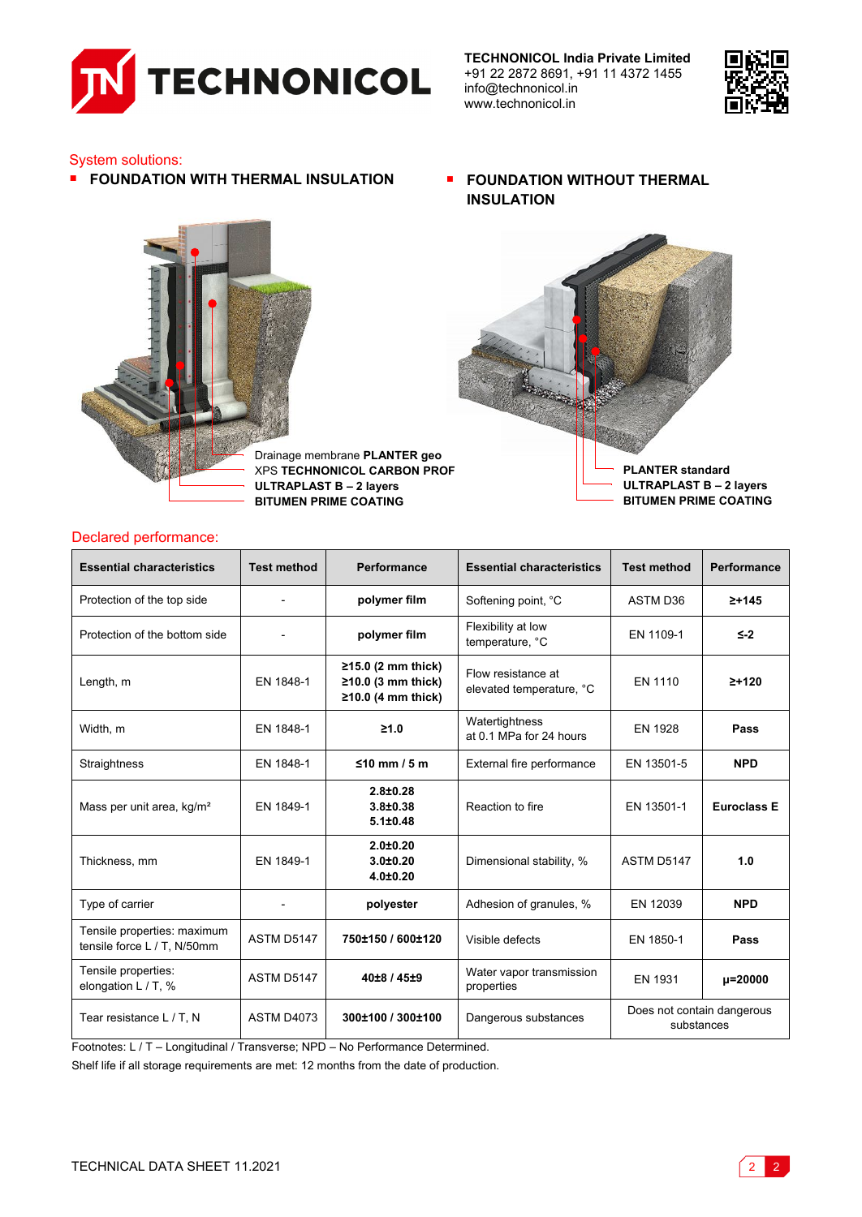TECHNONICOL

**TECHNONICOL India Private Limited**
+91 22 2872 8691, +91 11 4372 1455
info@technonicol.in
www.technonicol.in

System solutions:

- **FOUNDATION WITH THERMAL INSULATION**
- **FOUNDATION WITHOUT THERMAL INSULATION**

Drainage membrane **PLANTER geo**
XPS **TECHNONICOL CARBON PROF**
**ULTRAPLAST B – 2 layers**
**BITUMEN PRIME COATING**

**PLANTER standard**
**ULTRAPLAST B – 2 layers**
**BITUMEN PRIME COATING**

Declared performance:

| Essential characteristics | Test method | Performance | Essential characteristics | Test method | Performance |
|---|---|---|---|---|---|
| Protection of the top side | - | **polymer film** | Softening point, °C | ASTM D36 | **≥+145** |
| Protection of the bottom side | - | **polymer film** | Flexibility at low temperature, °C | EN 1109-1 | **≤-2** |
| Length, m | EN 1848-1 | **≥15.0 (2 mm thick)**<br>**≥10.0 (3 mm thick)**<br>**≥10.0 (4 mm thick)** | Flow resistance at elevated temperature, °C | EN 1110 | **≥+120** |
| Width, m | EN 1848-1 | **≥1.0** | Watertightness at 0.1 MPa for 24 hours | EN 1928 | **Pass** |
| Straightness | EN 1848-1 | **≤10 mm / 5 m** | External fire performance | EN 13501-5 | **NPD** |
| Mass per unit area, kg/m² | EN 1849-1 | **2.8±0.28**<br>**3.8±0.38**<br>**5.1±0.48** | Reaction to fire | EN 13501-1 | **Euroclass E** |
| Thickness, mm | EN 1849-1 | **2.0±0.20**<br>**3.0±0.20**<br>**4.0±0.20** | Dimensional stability, % | ASTM D5147 | **1.0** |
| Type of carrier | - | **polyester** | Adhesion of granules, % | EN 12039 | **NPD** |
| Tensile properties: maximum tensile force L / T, N/50mm | ASTM D5147 | **750±150 / 600±120** | Visible defects | EN 1850-1 | **Pass** |
| Tensile properties: elongation L / T, % | ASTM D5147 | **40±8 / 45±9** | Water vapor transmission properties | EN 1931 | **μ=20000** |
| Tear resistance L / T, N | ASTM D4073 | **300±100 / 300±100** | Dangerous substances | Does not contain dangerous substances | |

Footnotes: L / T – Longitudinal / Transverse; NPD – No Performance Determined.

Shelf life if all storage requirements are met: 12 months from the date of production.

TECHNICAL DATA SHEET 11.2021